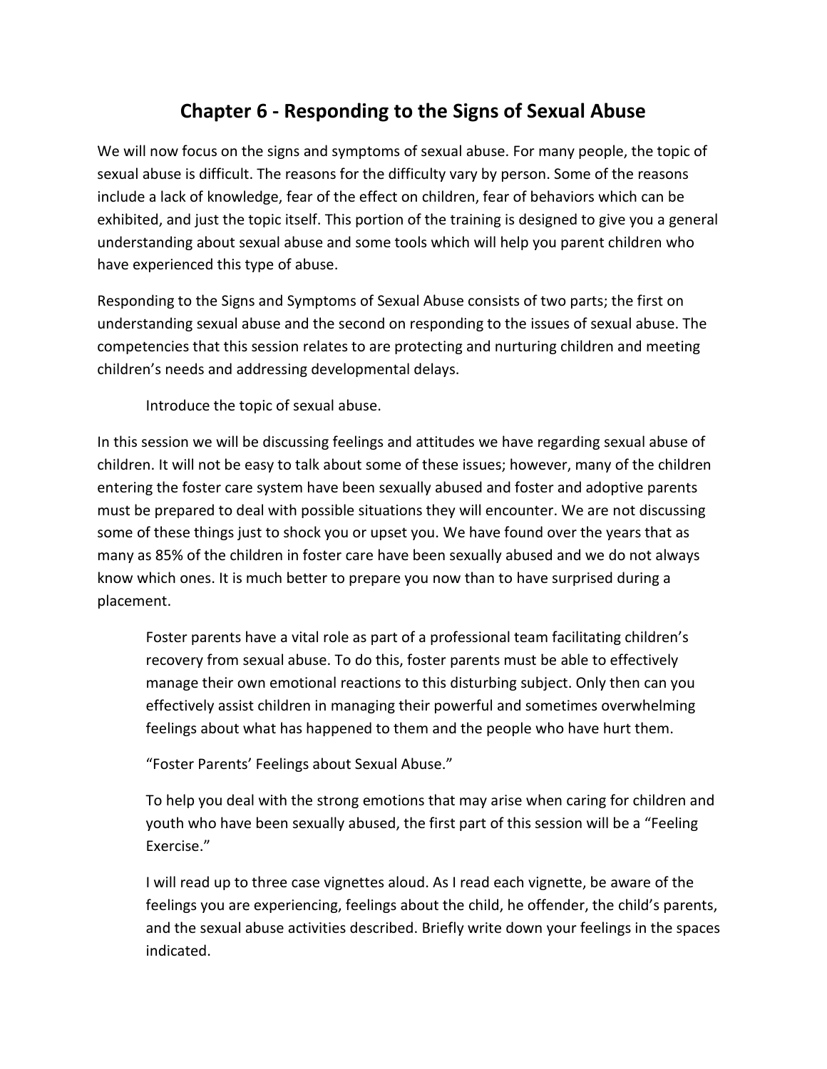# Chapter 6 - Responding to the Signs of Sexual Abuse

We will now focus on the signs and symptoms of sexual abuse. For many people, the topic of sexual abuse is difficult. The reasons for the difficulty vary by person. Some of the reasons include a lack of knowledge, fear of the effect on children, fear of behaviors which can be exhibited, and just the topic itself. This portion of the training is designed to give you a general understanding about sexual abuse and some tools which will help you parent children who have experienced this type of abuse.

Responding to the Signs and Symptoms of Sexual Abuse consists of two parts; the first on understanding sexual abuse and the second on responding to the issues of sexual abuse. The competencies that this session relates to are protecting and nurturing children and meeting children's needs and addressing developmental delays.

> Introduce the topic of sexual abuse.

In this session we will be discussing feelings and attitudes we have regarding sexual abuse of children. It will not be easy to talk about some of these issues; however, many of the children entering the foster care system have been sexually abused and foster and adoptive parents must be prepared to deal with possible situations they will encounter. We are not discussing some of these things just to shock you or upset you. We have found over the years that as many as 85% of the children in foster care have been sexually abused and we do not always know which ones. It is much better to prepare you now than to have surprised during a placement.

> Foster parents have a vital role as part of a professional team facilitating children's recovery from sexual abuse. To do this, foster parents must be able to effectively manage their own emotional reactions to this disturbing subject. Only then can you effectively assist children in managing their powerful and sometimes overwhelming feelings about what has happened to them and the people who have hurt them.
>
> "Foster Parents' Feelings about Sexual Abuse."
>
> To help you deal with the strong emotions that may arise when caring for children and youth who have been sexually abused, the first part of this session will be a "Feeling Exercise."
>
> I will read up to three case vignettes aloud. As I read each vignette, be aware of the feelings you are experiencing, feelings about the child, he offender, the child's parents, and the sexual abuse activities described. Briefly write down your feelings in the spaces indicated.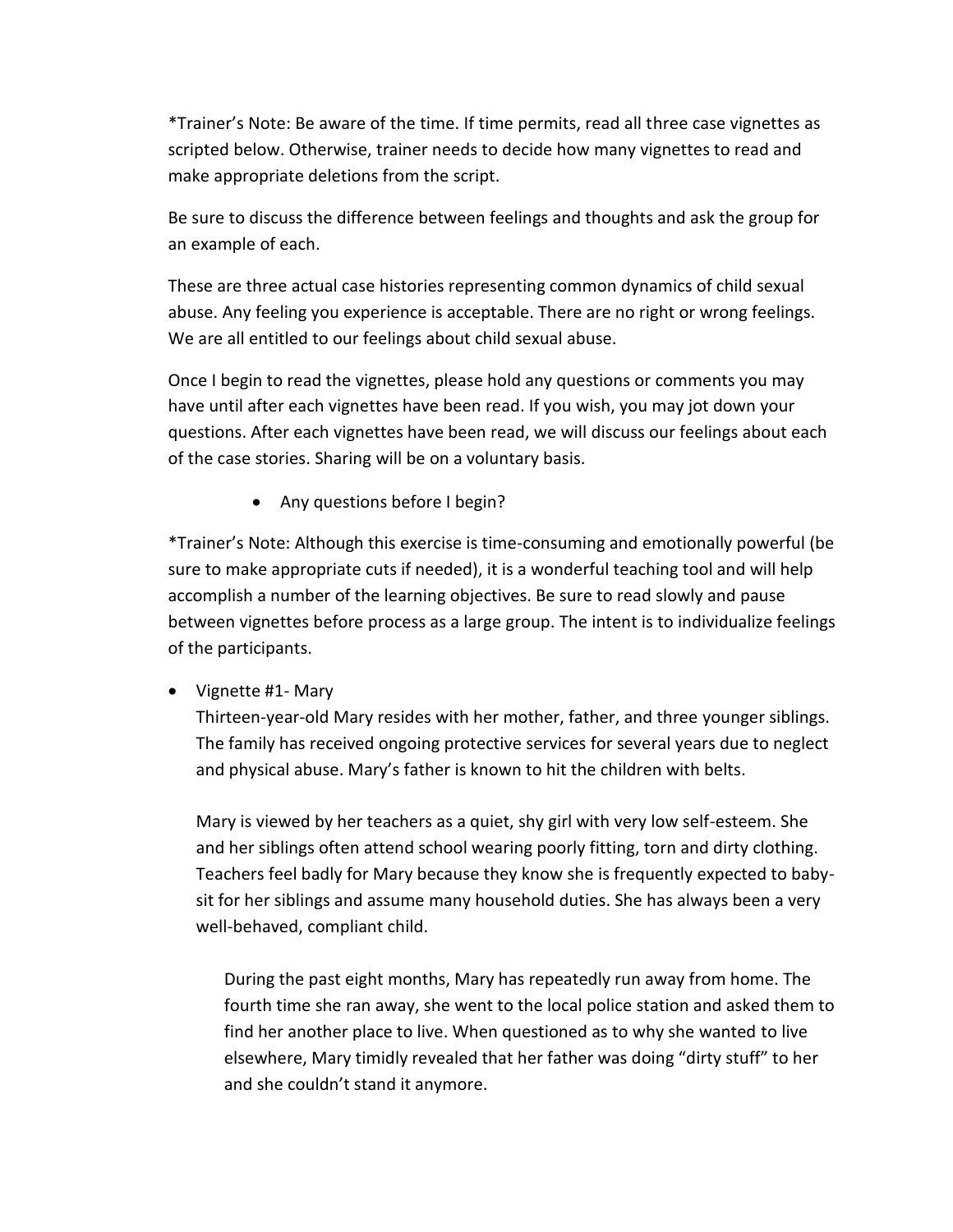*Trainer's Note: Be aware of the time. If time permits, read all three case vignettes as scripted below. Otherwise, trainer needs to decide how many vignettes to read and make appropriate deletions from the script.

Be sure to discuss the difference between feelings and thoughts and ask the group for an example of each.

These are three actual case histories representing common dynamics of child sexual abuse. Any feeling you experience is acceptable. There are no right or wrong feelings. We are all entitled to our feelings about child sexual abuse.

Once I begin to read the vignettes, please hold any questions or comments you may have until after each vignettes have been read. If you wish, you may jot down your questions. After each vignettes have been read, we will discuss our feelings about each of the case stories. Sharing will be on a voluntary basis.

- Any questions before I begin?

*Trainer's Note: Although this exercise is time-consuming and emotionally powerful (be sure to make appropriate cuts if needed), it is a wonderful teaching tool and will help accomplish a number of the learning objectives. Be sure to read slowly and pause between vignettes before process as a large group. The intent is to individualize feelings of the participants.

- Vignette #1- Mary

  Thirteen-year-old Mary resides with her mother, father, and three younger siblings. The family has received ongoing protective services for several years due to neglect and physical abuse. Mary's father is known to hit the children with belts.

  Mary is viewed by her teachers as a quiet, shy girl with very low self-esteem. She and her siblings often attend school wearing poorly fitting, torn and dirty clothing. Teachers feel badly for Mary because they know she is frequently expected to baby-sit for her siblings and assume many household duties. She has always been a very well-behaved, compliant child.

  During the past eight months, Mary has repeatedly run away from home. The fourth time she ran away, she went to the local police station and asked them to find her another place to live. When questioned as to why she wanted to live elsewhere, Mary timidly revealed that her father was doing "dirty stuff" to her and she couldn't stand it anymore.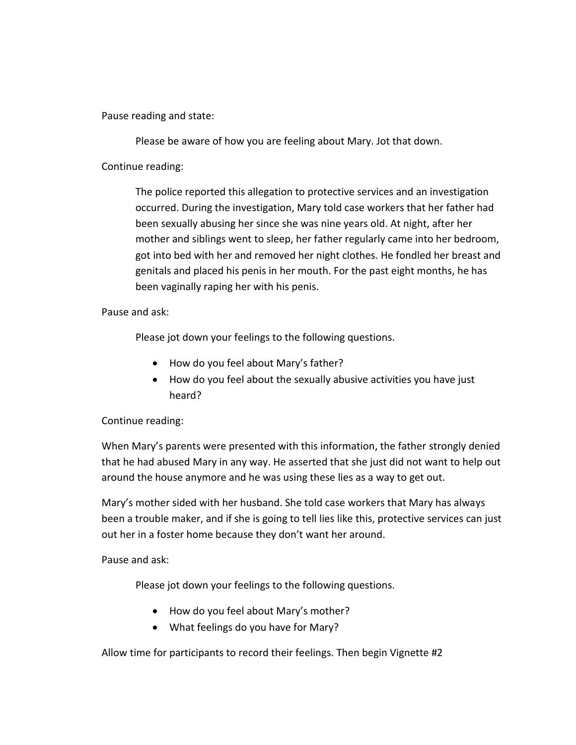Pause reading and state:

> Please be aware of how you are feeling about Mary. Jot that down.

Continue reading:

> The police reported this allegation to protective services and an investigation occurred. During the investigation, Mary told case workers that her father had been sexually abusing her since she was nine years old. At night, after her mother and siblings went to sleep, her father regularly came into her bedroom, got into bed with her and removed her night clothes. He fondled her breast and genitals and placed his penis in her mouth. For the past eight months, he has been vaginally raping her with his penis.

Pause and ask:

> Please jot down your feelings to the following questions.
>
> - How do you feel about Mary's father?
> - How do you feel about the sexually abusive activities you have just heard?

Continue reading:

When Mary's parents were presented with this information, the father strongly denied that he had abused Mary in any way. He asserted that she just did not want to help out around the house anymore and he was using these lies as a way to get out.

Mary's mother sided with her husband. She told case workers that Mary has always been a trouble maker, and if she is going to tell lies like this, protective services can just out her in a foster home because they don't want her around.

Pause and ask:

> Please jot down your feelings to the following questions.
>
> - How do you feel about Mary's mother?
> - What feelings do you have for Mary?

Allow time for participants to record their feelings. Then begin Vignette #2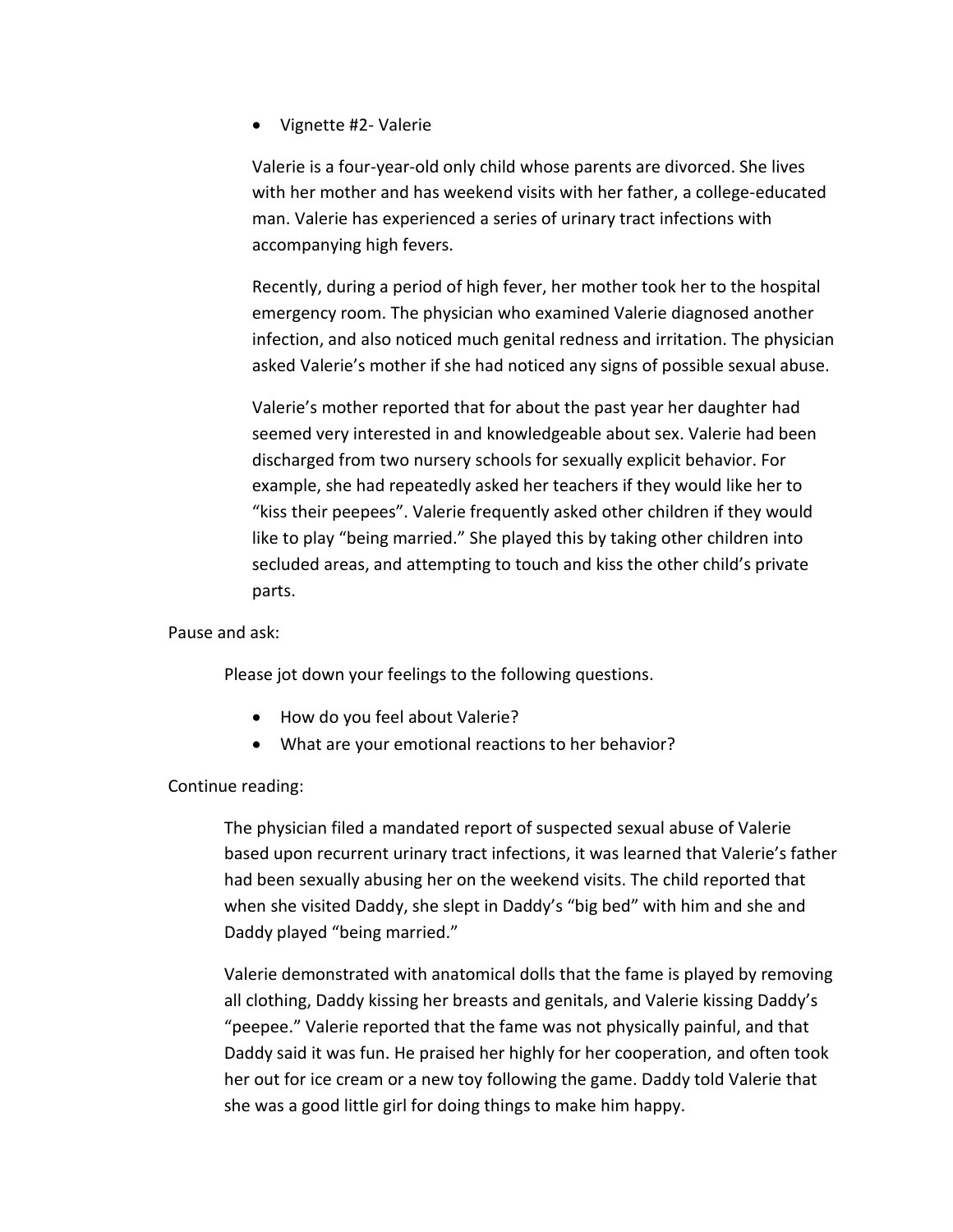- Vignette #2- Valerie

  Valerie is a four-year-old only child whose parents are divorced. She lives with her mother and has weekend visits with her father, a college-educated man. Valerie has experienced a series of urinary tract infections with accompanying high fevers.

  Recently, during a period of high fever, her mother took her to the hospital emergency room. The physician who examined Valerie diagnosed another infection, and also noticed much genital redness and irritation. The physician asked Valerie's mother if she had noticed any signs of possible sexual abuse.

  Valerie's mother reported that for about the past year her daughter had seemed very interested in and knowledgeable about sex. Valerie had been discharged from two nursery schools for sexually explicit behavior. For example, she had repeatedly asked her teachers if they would like her to "kiss their peepees". Valerie frequently asked other children if they would like to play "being married." She played this by taking other children into secluded areas, and attempting to touch and kiss the other child's private parts.

Pause and ask:

Please jot down your feelings to the following questions.

- How do you feel about Valerie?
- What are your emotional reactions to her behavior?

Continue reading:

> The physician filed a mandated report of suspected sexual abuse of Valerie based upon recurrent urinary tract infections, it was learned that Valerie's father had been sexually abusing her on the weekend visits. The child reported that when she visited Daddy, she slept in Daddy's "big bed" with him and she and Daddy played "being married."
>
> Valerie demonstrated with anatomical dolls that the fame is played by removing all clothing, Daddy kissing her breasts and genitals, and Valerie kissing Daddy's "peepee." Valerie reported that the fame was not physically painful, and that Daddy said it was fun. He praised her highly for her cooperation, and often took her out for ice cream or a new toy following the game. Daddy told Valerie that she was a good little girl for doing things to make him happy.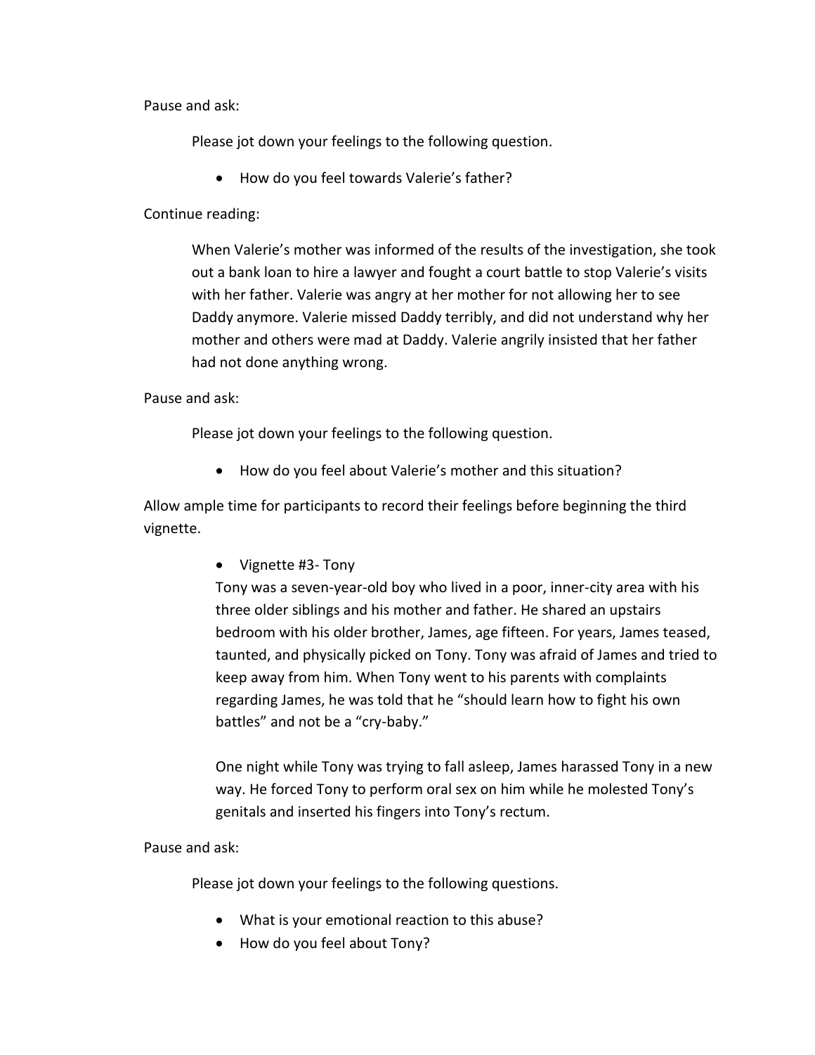Pause and ask:

> Please jot down your feelings to the following question.
>
> - How do you feel towards Valerie's father?

Continue reading:

> When Valerie's mother was informed of the results of the investigation, she took out a bank loan to hire a lawyer and fought a court battle to stop Valerie's visits with her father. Valerie was angry at her mother for not allowing her to see Daddy anymore. Valerie missed Daddy terribly, and did not understand why her mother and others were mad at Daddy. Valerie angrily insisted that her father had not done anything wrong.

Pause and ask:

> Please jot down your feelings to the following question.
>
> - How do you feel about Valerie's mother and this situation?

Allow ample time for participants to record their feelings before beginning the third vignette.

- Vignette #3- Tony

  Tony was a seven-year-old boy who lived in a poor, inner-city area with his three older siblings and his mother and father. He shared an upstairs bedroom with his older brother, James, age fifteen. For years, James teased, taunted, and physically picked on Tony. Tony was afraid of James and tried to keep away from him. When Tony went to his parents with complaints regarding James, he was told that he "should learn how to fight his own battles" and not be a "cry-baby."

  One night while Tony was trying to fall asleep, James harassed Tony in a new way. He forced Tony to perform oral sex on him while he molested Tony's genitals and inserted his fingers into Tony's rectum.

Pause and ask:

> Please jot down your feelings to the following questions.
>
> - What is your emotional reaction to this abuse?
> - How do you feel about Tony?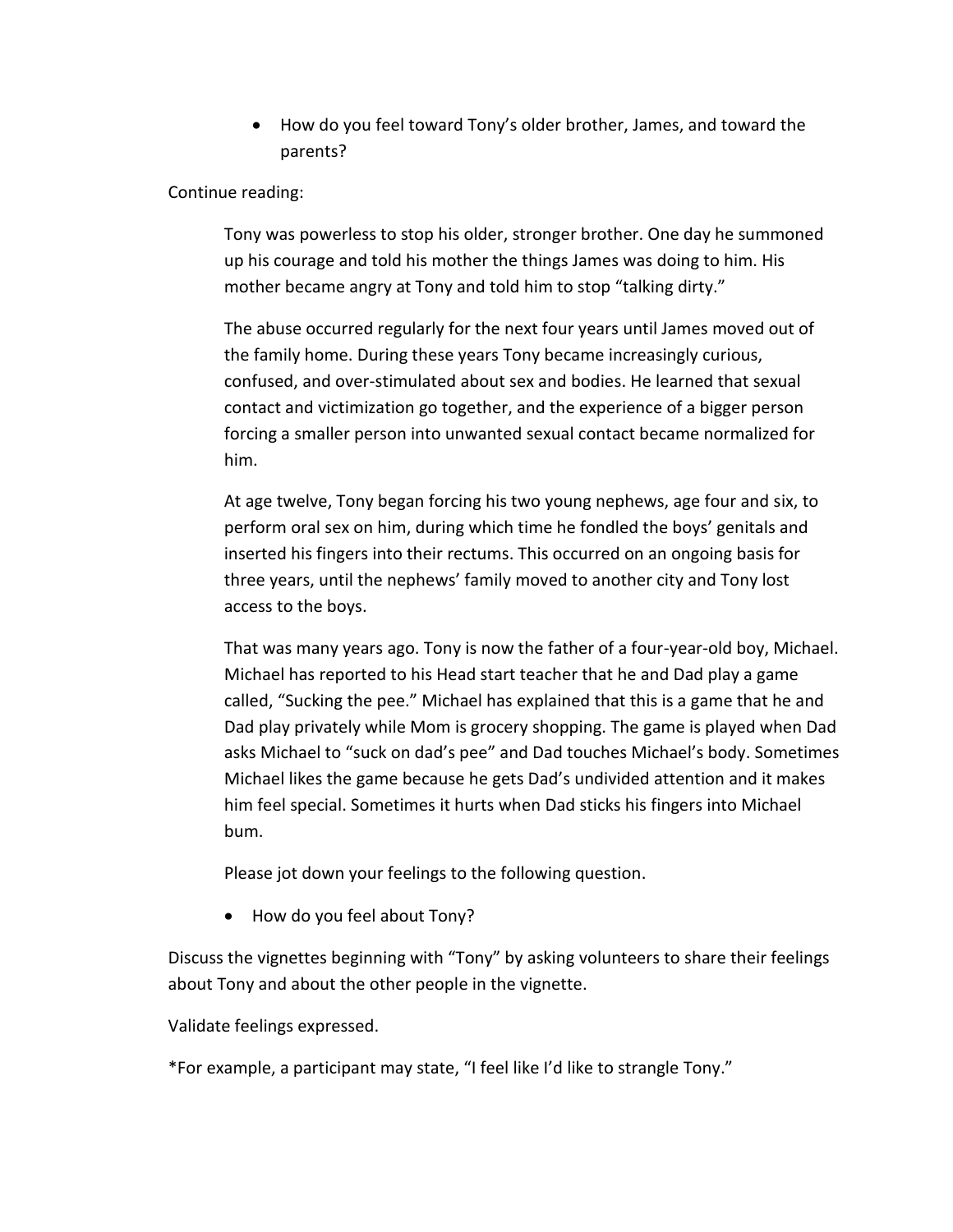- How do you feel toward Tony's older brother, James, and toward the parents?

Continue reading:

> Tony was powerless to stop his older, stronger brother. One day he summoned up his courage and told his mother the things James was doing to him. His mother became angry at Tony and told him to stop "talking dirty."
>
> The abuse occurred regularly for the next four years until James moved out of the family home. During these years Tony became increasingly curious, confused, and over-stimulated about sex and bodies. He learned that sexual contact and victimization go together, and the experience of a bigger person forcing a smaller person into unwanted sexual contact became normalized for him.
>
> At age twelve, Tony began forcing his two young nephews, age four and six, to perform oral sex on him, during which time he fondled the boys' genitals and inserted his fingers into their rectums. This occurred on an ongoing basis for three years, until the nephews' family moved to another city and Tony lost access to the boys.
>
> That was many years ago. Tony is now the father of a four-year-old boy, Michael. Michael has reported to his Head start teacher that he and Dad play a game called, "Sucking the pee." Michael has explained that this is a game that he and Dad play privately while Mom is grocery shopping. The game is played when Dad asks Michael to "suck on dad's pee" and Dad touches Michael's body. Sometimes Michael likes the game because he gets Dad's undivided attention and it makes him feel special. Sometimes it hurts when Dad sticks his fingers into Michael bum.
>
> Please jot down your feelings to the following question.
>
> - How do you feel about Tony?

Discuss the vignettes beginning with "Tony" by asking volunteers to share their feelings about Tony and about the other people in the vignette.

Validate feelings expressed.

*For example, a participant may state, "I feel like I'd like to strangle Tony."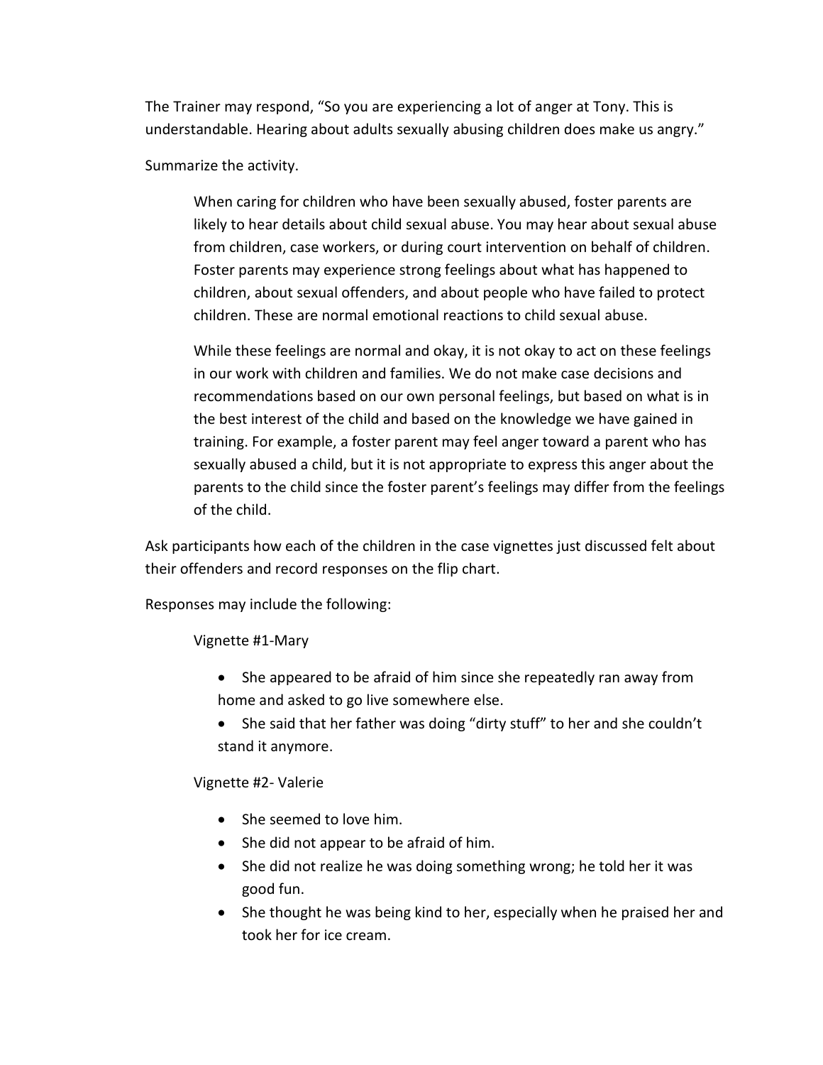The Trainer may respond, "So you are experiencing a lot of anger at Tony. This is understandable. Hearing about adults sexually abusing children does make us angry."

Summarize the activity.

> When caring for children who have been sexually abused, foster parents are likely to hear details about child sexual abuse. You may hear about sexual abuse from children, case workers, or during court intervention on behalf of children. Foster parents may experience strong feelings about what has happened to children, about sexual offenders, and about people who have failed to protect children. These are normal emotional reactions to child sexual abuse.
>
> While these feelings are normal and okay, it is not okay to act on these feelings in our work with children and families. We do not make case decisions and recommendations based on our own personal feelings, but based on what is in the best interest of the child and based on the knowledge we have gained in training. For example, a foster parent may feel anger toward a parent who has sexually abused a child, but it is not appropriate to express this anger about the parents to the child since the foster parent's feelings may differ from the feelings of the child.

Ask participants how each of the children in the case vignettes just discussed felt about their offenders and record responses on the flip chart.

Responses may include the following:

Vignette #1-Mary

- She appeared to be afraid of him since she repeatedly ran away from home and asked to go live somewhere else.
- She said that her father was doing "dirty stuff" to her and she couldn't stand it anymore.

Vignette #2- Valerie

- She seemed to love him.
- She did not appear to be afraid of him.
- She did not realize he was doing something wrong; he told her it was good fun.
- She thought he was being kind to her, especially when he praised her and took her for ice cream.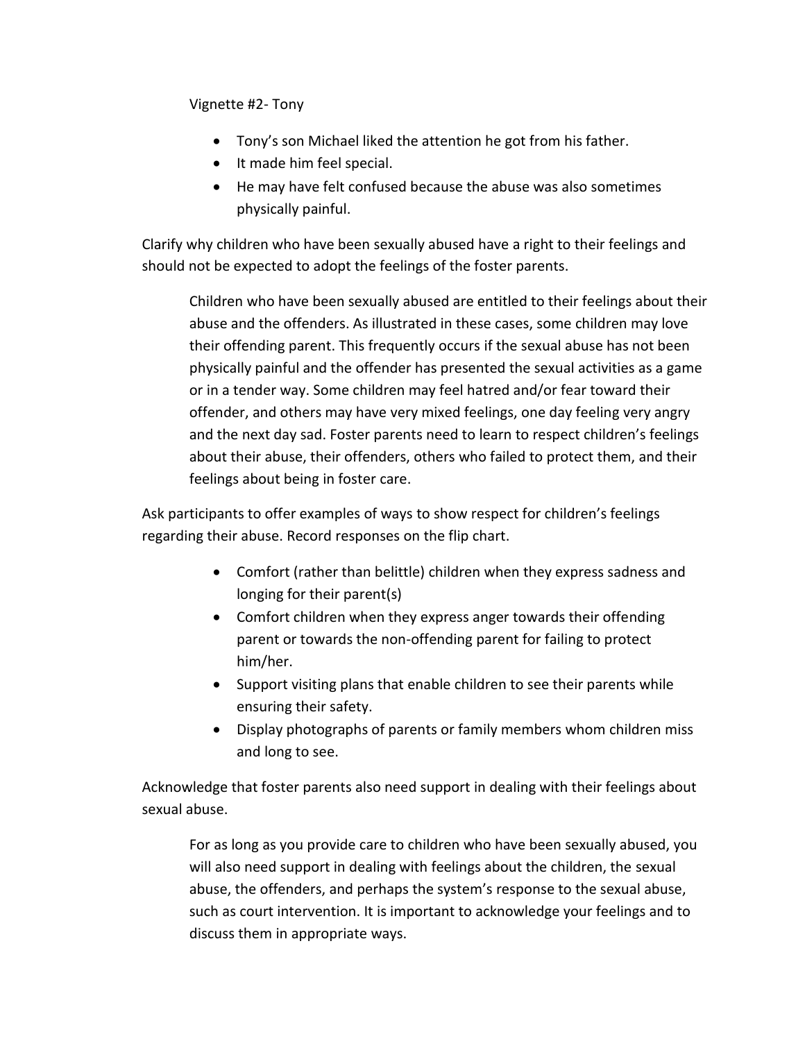Vignette #2- Tony

- Tony's son Michael liked the attention he got from his father.
- It made him feel special.
- He may have felt confused because the abuse was also sometimes physically painful.

Clarify why children who have been sexually abused have a right to their feelings and should not be expected to adopt the feelings of the foster parents.

> Children who have been sexually abused are entitled to their feelings about their abuse and the offenders. As illustrated in these cases, some children may love their offending parent. This frequently occurs if the sexual abuse has not been physically painful and the offender has presented the sexual activities as a game or in a tender way. Some children may feel hatred and/or fear toward their offender, and others may have very mixed feelings, one day feeling very angry and the next day sad. Foster parents need to learn to respect children's feelings about their abuse, their offenders, others who failed to protect them, and their feelings about being in foster care.

Ask participants to offer examples of ways to show respect for children's feelings regarding their abuse. Record responses on the flip chart.

- Comfort (rather than belittle) children when they express sadness and longing for their parent(s)
- Comfort children when they express anger towards their offending parent or towards the non-offending parent for failing to protect him/her.
- Support visiting plans that enable children to see their parents while ensuring their safety.
- Display photographs of parents or family members whom children miss and long to see.

Acknowledge that foster parents also need support in dealing with their feelings about sexual abuse.

> For as long as you provide care to children who have been sexually abused, you will also need support in dealing with feelings about the children, the sexual abuse, the offenders, and perhaps the system's response to the sexual abuse, such as court intervention. It is important to acknowledge your feelings and to discuss them in appropriate ways.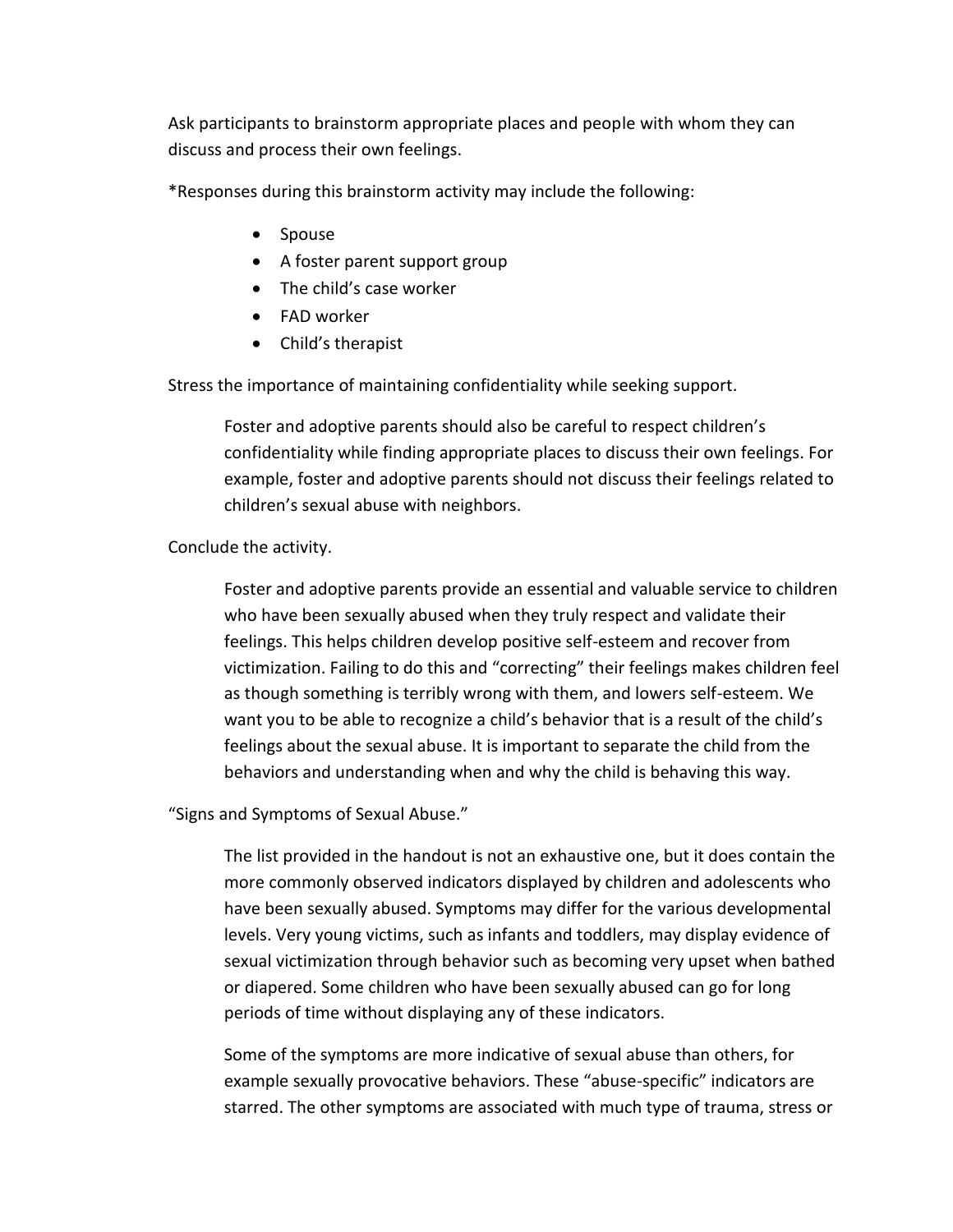Ask participants to brainstorm appropriate places and people with whom they can discuss and process their own feelings.

*Responses during this brainstorm activity may include the following:

- Spouse
- A foster parent support group
- The child's case worker
- FAD worker
- Child's therapist

Stress the importance of maintaining confidentiality while seeking support.

> Foster and adoptive parents should also be careful to respect children's confidentiality while finding appropriate places to discuss their own feelings. For example, foster and adoptive parents should not discuss their feelings related to children's sexual abuse with neighbors.

Conclude the activity.

> Foster and adoptive parents provide an essential and valuable service to children who have been sexually abused when they truly respect and validate their feelings. This helps children develop positive self-esteem and recover from victimization. Failing to do this and "correcting" their feelings makes children feel as though something is terribly wrong with them, and lowers self-esteem. We want you to be able to recognize a child's behavior that is a result of the child's feelings about the sexual abuse. It is important to separate the child from the behaviors and understanding when and why the child is behaving this way.

"Signs and Symptoms of Sexual Abuse."

> The list provided in the handout is not an exhaustive one, but it does contain the more commonly observed indicators displayed by children and adolescents who have been sexually abused. Symptoms may differ for the various developmental levels. Very young victims, such as infants and toddlers, may display evidence of sexual victimization through behavior such as becoming very upset when bathed or diapered. Some children who have been sexually abused can go for long periods of time without displaying any of these indicators.
>
> Some of the symptoms are more indicative of sexual abuse than others, for example sexually provocative behaviors. These "abuse-specific" indicators are starred. The other symptoms are associated with much type of trauma, stress or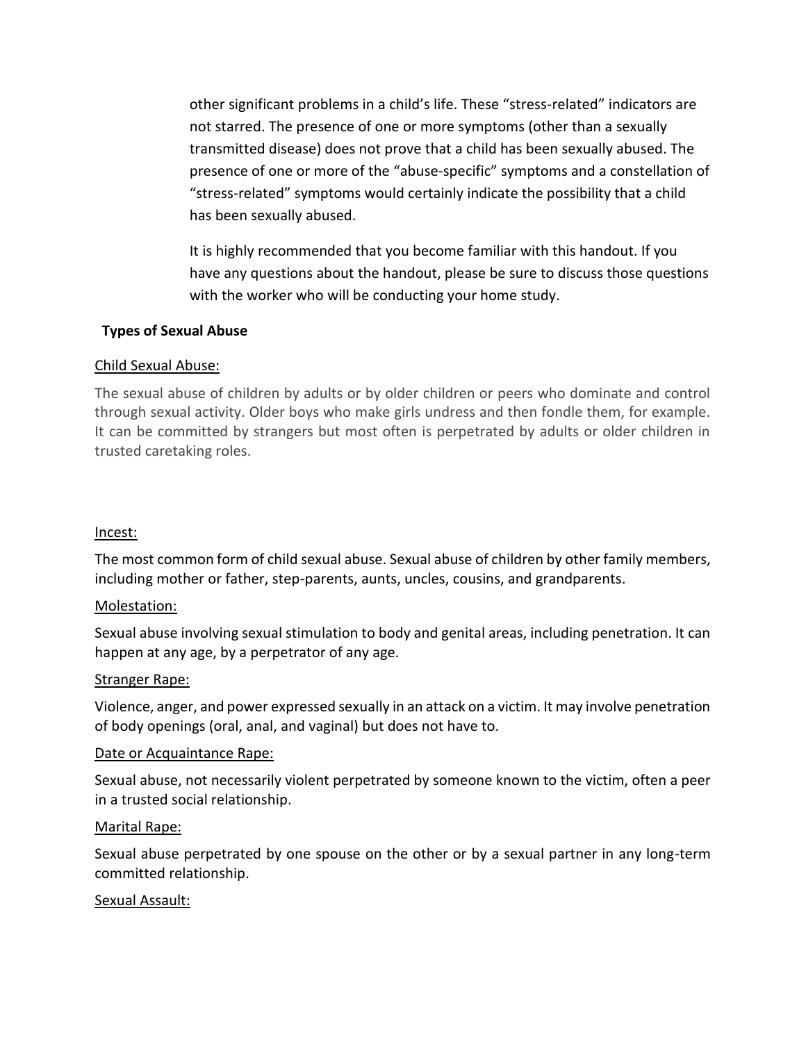other significant problems in a child's life. These "stress-related" indicators are not starred. The presence of one or more symptoms (other than a sexually transmitted disease) does not prove that a child has been sexually abused. The presence of one or more of the "abuse-specific" symptoms and a constellation of "stress-related" symptoms would certainly indicate the possibility that a child has been sexually abused.

It is highly recommended that you become familiar with this handout. If you have any questions about the handout, please be sure to discuss those questions with the worker who will be conducting your home study.

**Types of Sexual Abuse**

Child Sexual Abuse:

The sexual abuse of children by adults or by older children or peers who dominate and control through sexual activity. Older boys who make girls undress and then fondle them, for example. It can be committed by strangers but most often is perpetrated by adults or older children in trusted caretaking roles.

Incest:

The most common form of child sexual abuse. Sexual abuse of children by other family members, including mother or father, step-parents, aunts, uncles, cousins, and grandparents.

Molestation:

Sexual abuse involving sexual stimulation to body and genital areas, including penetration. It can happen at any age, by a perpetrator of any age.

Stranger Rape:

Violence, anger, and power expressed sexually in an attack on a victim. It may involve penetration of body openings (oral, anal, and vaginal) but does not have to.

Date or Acquaintance Rape:

Sexual abuse, not necessarily violent perpetrated by someone known to the victim, often a peer in a trusted social relationship.

Marital Rape:

Sexual abuse perpetrated by one spouse on the other or by a sexual partner in any long-term committed relationship.

Sexual Assault: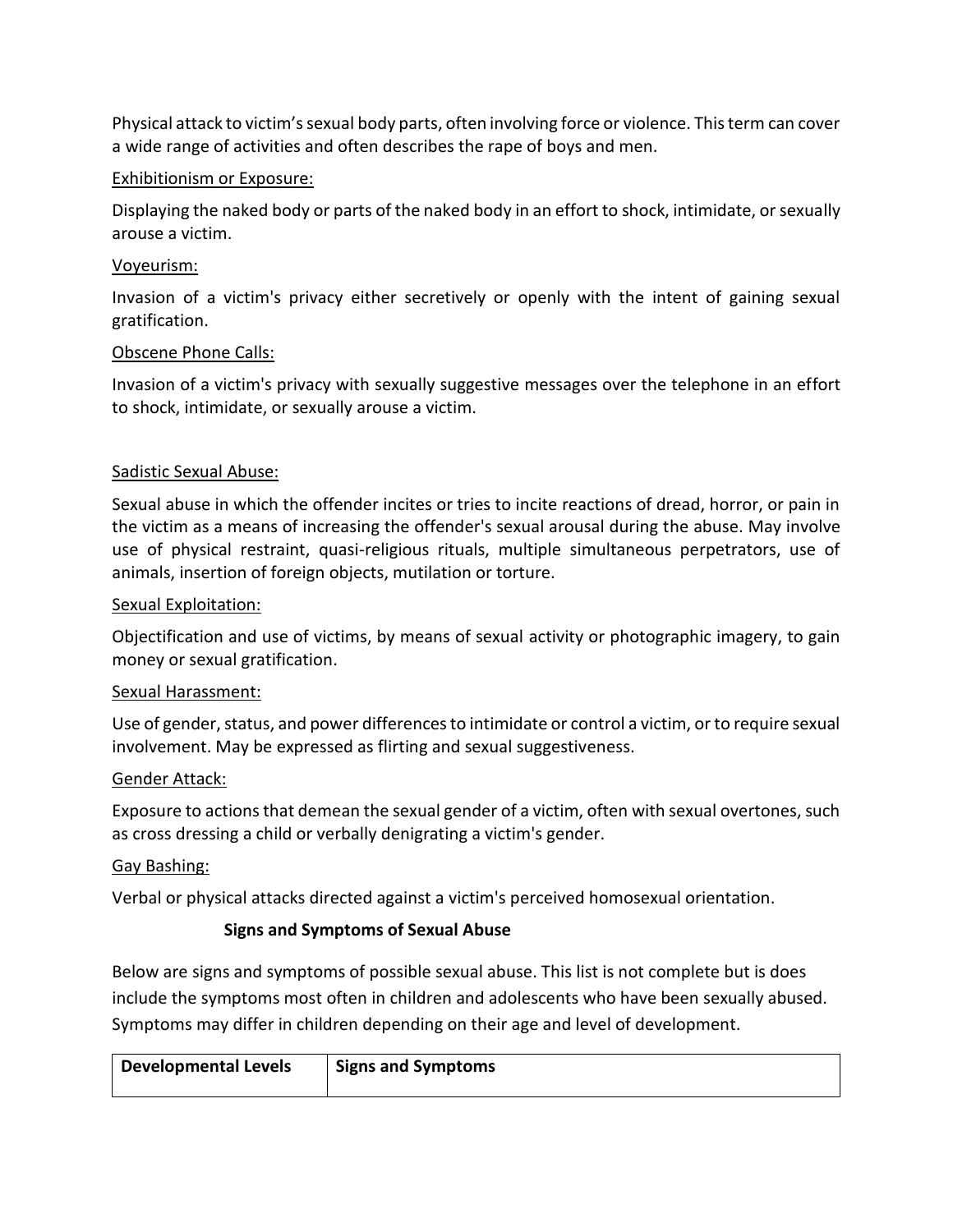Physical attack to victim's sexual body parts, often involving force or violence. This term can cover a wide range of activities and often describes the rape of boys and men.

Exhibitionism or Exposure:

Displaying the naked body or parts of the naked body in an effort to shock, intimidate, or sexually arouse a victim.

Voyeurism:

Invasion of a victim's privacy either secretively or openly with the intent of gaining sexual gratification.

Obscene Phone Calls:

Invasion of a victim's privacy with sexually suggestive messages over the telephone in an effort to shock, intimidate, or sexually arouse a victim.

Sadistic Sexual Abuse:

Sexual abuse in which the offender incites or tries to incite reactions of dread, horror, or pain in the victim as a means of increasing the offender's sexual arousal during the abuse. May involve use of physical restraint, quasi-religious rituals, multiple simultaneous perpetrators, use of animals, insertion of foreign objects, mutilation or torture.

Sexual Exploitation:

Objectification and use of victims, by means of sexual activity or photographic imagery, to gain money or sexual gratification.

Sexual Harassment:

Use of gender, status, and power differences to intimidate or control a victim, or to require sexual involvement. May be expressed as flirting and sexual suggestiveness.

Gender Attack:

Exposure to actions that demean the sexual gender of a victim, often with sexual overtones, such as cross dressing a child or verbally denigrating a victim's gender.

Gay Bashing:

Verbal or physical attacks directed against a victim's perceived homosexual orientation.

## Signs and Symptoms of Sexual Abuse

Below are signs and symptoms of possible sexual abuse. This list is not complete but is does include the symptoms most often in children and adolescents who have been sexually abused. Symptoms may differ in children depending on their age and level of development.

| Developmental Levels | Signs and Symptoms |
|---|---|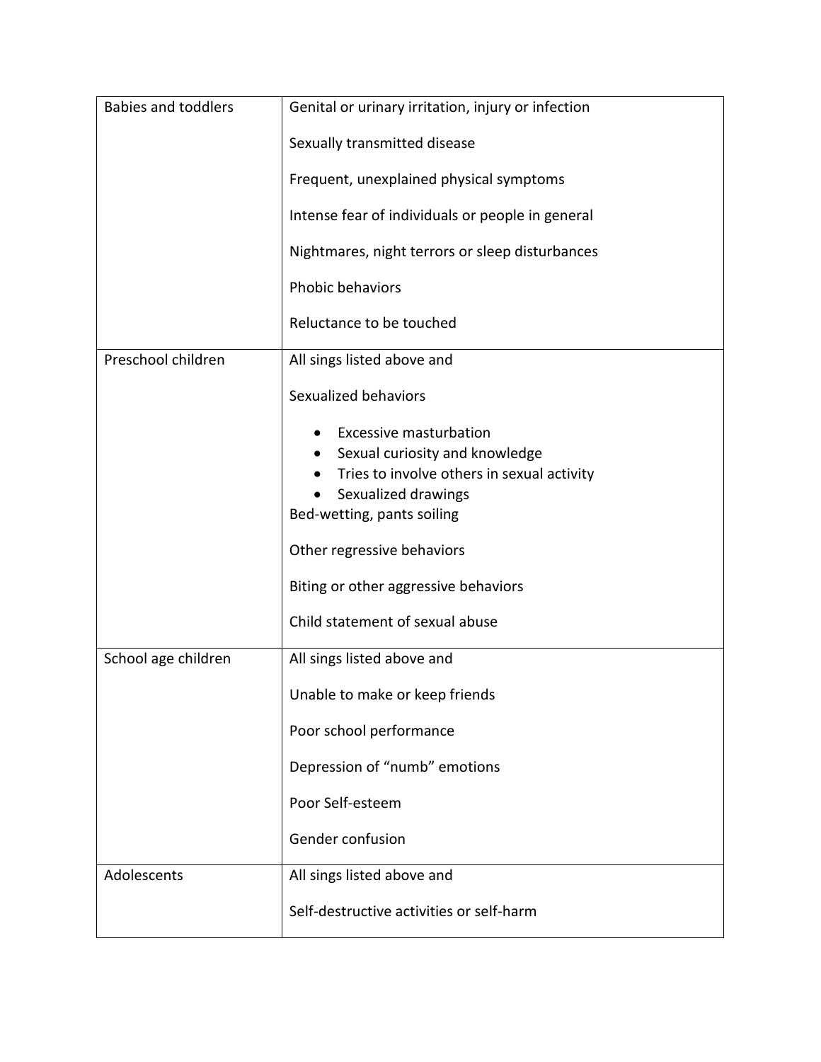| | |
|---|---|
| Babies and toddlers | Genital or urinary irritation, injury or infection<br><br>Sexually transmitted disease<br><br>Frequent, unexplained physical symptoms<br><br>Intense fear of individuals or people in general<br><br>Nightmares, night terrors or sleep disturbances<br><br>Phobic behaviors<br><br>Reluctance to be touched |
| Preschool children | All sings listed above and<br><br>Sexualized behaviors<br><br>• Excessive masturbation<br>• Sexual curiosity and knowledge<br>• Tries to involve others in sexual activity<br>• Sexualized drawings<br><br>Bed-wetting, pants soiling<br><br>Other regressive behaviors<br><br>Biting or other aggressive behaviors<br><br>Child statement of sexual abuse |
| School age children | All sings listed above and<br><br>Unable to make or keep friends<br><br>Poor school performance<br><br>Depression of "numb" emotions<br><br>Poor Self-esteem<br><br>Gender confusion |
| Adolescents | All sings listed above and<br><br>Self-destructive activities or self-harm |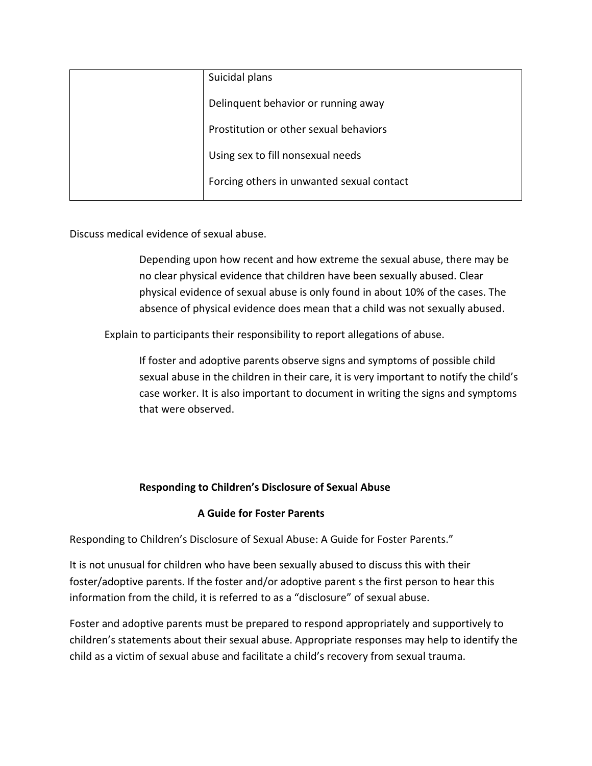| | |
|---|---|
| | Suicidal plans<br><br>Delinquent behavior or running away<br><br>Prostitution or other sexual behaviors<br><br>Using sex to fill nonsexual needs<br><br>Forcing others in unwanted sexual contact |

Discuss medical evidence of sexual abuse.

> Depending upon how recent and how extreme the sexual abuse, there may be no clear physical evidence that children have been sexually abused. Clear physical evidence of sexual abuse is only found in about 10% of the cases. The absence of physical evidence does mean that a child was not sexually abused.

Explain to participants their responsibility to report allegations of abuse.

> If foster and adoptive parents observe signs and symptoms of possible child sexual abuse in the children in their care, it is very important to notify the child's case worker. It is also important to document in writing the signs and symptoms that were observed.

**Responding to Children's Disclosure of Sexual Abuse**

**A Guide for Foster Parents**

Responding to Children's Disclosure of Sexual Abuse: A Guide for Foster Parents."

It is not unusual for children who have been sexually abused to discuss this with their foster/adoptive parents. If the foster and/or adoptive parent s the first person to hear this information from the child, it is referred to as a "disclosure" of sexual abuse.

Foster and adoptive parents must be prepared to respond appropriately and supportively to children's statements about their sexual abuse. Appropriate responses may help to identify the child as a victim of sexual abuse and facilitate a child's recovery from sexual trauma.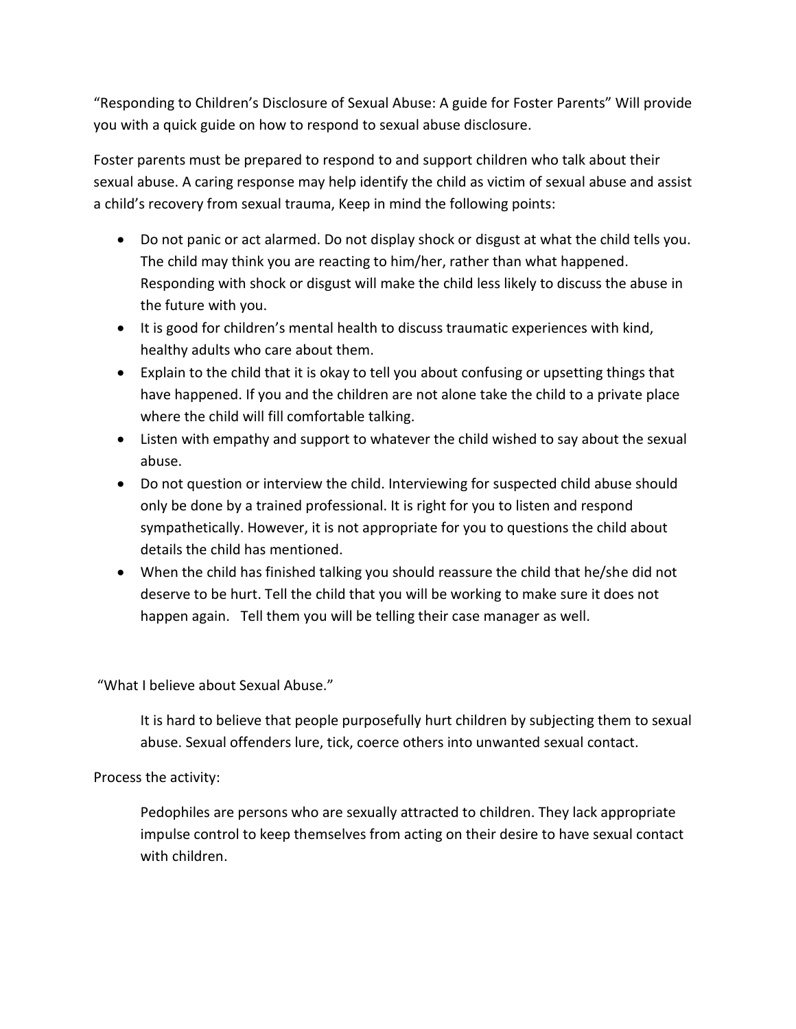"Responding to Children's Disclosure of Sexual Abuse: A guide for Foster Parents" Will provide you with a quick guide on how to respond to sexual abuse disclosure.

Foster parents must be prepared to respond to and support children who talk about their sexual abuse. A caring response may help identify the child as victim of sexual abuse and assist a child's recovery from sexual trauma, Keep in mind the following points:

- Do not panic or act alarmed. Do not display shock or disgust at what the child tells you. The child may think you are reacting to him/her, rather than what happened. Responding with shock or disgust will make the child less likely to discuss the abuse in the future with you.
- It is good for children's mental health to discuss traumatic experiences with kind, healthy adults who care about them.
- Explain to the child that it is okay to tell you about confusing or upsetting things that have happened. If you and the children are not alone take the child to a private place where the child will fill comfortable talking.
- Listen with empathy and support to whatever the child wished to say about the sexual abuse.
- Do not question or interview the child. Interviewing for suspected child abuse should only be done by a trained professional. It is right for you to listen and respond sympathetically. However, it is not appropriate for you to questions the child about details the child has mentioned.
- When the child has finished talking you should reassure the child that he/she did not deserve to be hurt. Tell the child that you will be working to make sure it does not happen again. Tell them you will be telling their case manager as well.

"What I believe about Sexual Abuse."

> It is hard to believe that people purposefully hurt children by subjecting them to sexual abuse. Sexual offenders lure, tick, coerce others into unwanted sexual contact.

Process the activity:

> Pedophiles are persons who are sexually attracted to children. They lack appropriate impulse control to keep themselves from acting on their desire to have sexual contact with children.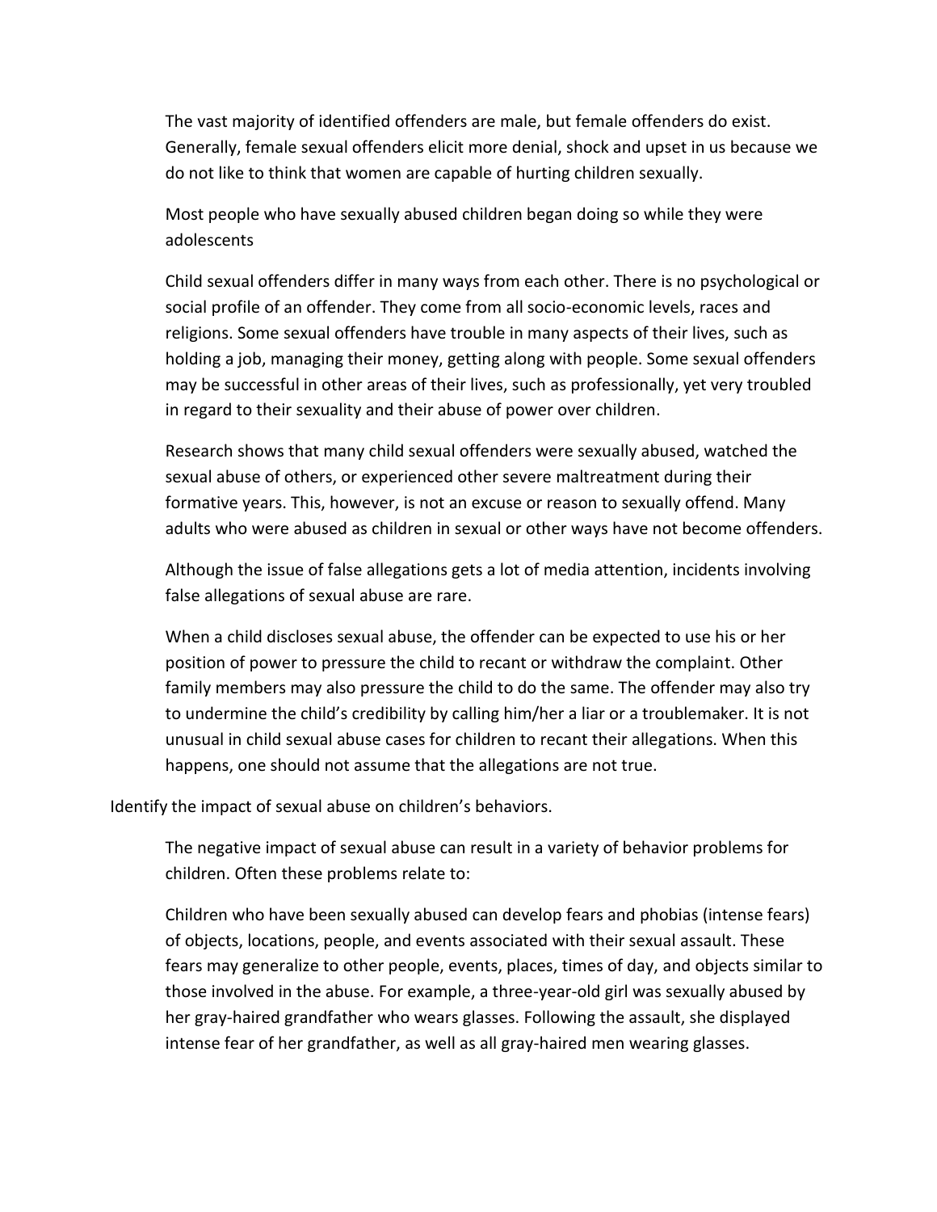The vast majority of identified offenders are male, but female offenders do exist. Generally, female sexual offenders elicit more denial, shock and upset in us because we do not like to think that women are capable of hurting children sexually.

Most people who have sexually abused children began doing so while they were adolescents

Child sexual offenders differ in many ways from each other. There is no psychological or social profile of an offender. They come from all socio-economic levels, races and religions. Some sexual offenders have trouble in many aspects of their lives, such as holding a job, managing their money, getting along with people. Some sexual offenders may be successful in other areas of their lives, such as professionally, yet very troubled in regard to their sexuality and their abuse of power over children.

Research shows that many child sexual offenders were sexually abused, watched the sexual abuse of others, or experienced other severe maltreatment during their formative years. This, however, is not an excuse or reason to sexually offend. Many adults who were abused as children in sexual or other ways have not become offenders.

Although the issue of false allegations gets a lot of media attention, incidents involving false allegations of sexual abuse are rare.

When a child discloses sexual abuse, the offender can be expected to use his or her position of power to pressure the child to recant or withdraw the complaint. Other family members may also pressure the child to do the same. The offender may also try to undermine the child's credibility by calling him/her a liar or a troublemaker. It is not unusual in child sexual abuse cases for children to recant their allegations. When this happens, one should not assume that the allegations are not true.

Identify the impact of sexual abuse on children's behaviors.

The negative impact of sexual abuse can result in a variety of behavior problems for children. Often these problems relate to:

Children who have been sexually abused can develop fears and phobias (intense fears) of objects, locations, people, and events associated with their sexual assault. These fears may generalize to other people, events, places, times of day, and objects similar to those involved in the abuse. For example, a three-year-old girl was sexually abused by her gray-haired grandfather who wears glasses. Following the assault, she displayed intense fear of her grandfather, as well as all gray-haired men wearing glasses.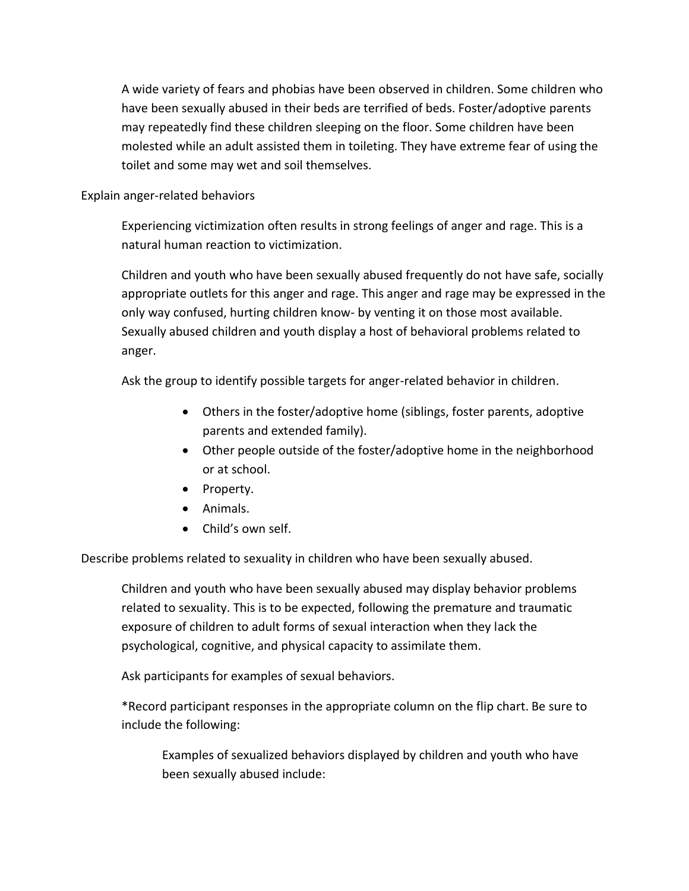A wide variety of fears and phobias have been observed in children. Some children who have been sexually abused in their beds are terrified of beds. Foster/adoptive parents may repeatedly find these children sleeping on the floor. Some children have been molested while an adult assisted them in toileting. They have extreme fear of using the toilet and some may wet and soil themselves.

Explain anger-related behaviors

Experiencing victimization often results in strong feelings of anger and rage. This is a natural human reaction to victimization.

Children and youth who have been sexually abused frequently do not have safe, socially appropriate outlets for this anger and rage. This anger and rage may be expressed in the only way confused, hurting children know- by venting it on those most available. Sexually abused children and youth display a host of behavioral problems related to anger.

Ask the group to identify possible targets for anger-related behavior in children.

- Others in the foster/adoptive home (siblings, foster parents, adoptive parents and extended family).
- Other people outside of the foster/adoptive home in the neighborhood or at school.
- Property.
- Animals.
- Child's own self.

Describe problems related to sexuality in children who have been sexually abused.

Children and youth who have been sexually abused may display behavior problems related to sexuality. This is to be expected, following the premature and traumatic exposure of children to adult forms of sexual interaction when they lack the psychological, cognitive, and physical capacity to assimilate them.

Ask participants for examples of sexual behaviors.

*Record participant responses in the appropriate column on the flip chart. Be sure to include the following:

Examples of sexualized behaviors displayed by children and youth who have been sexually abused include: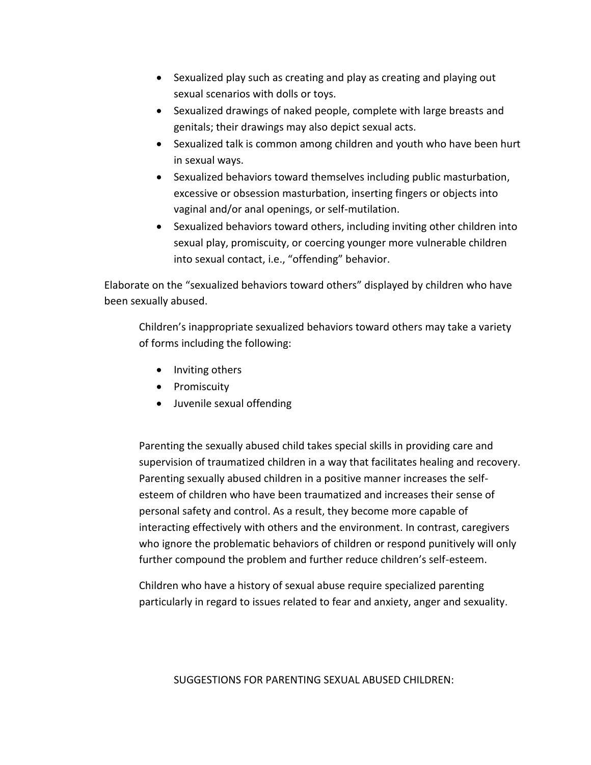- Sexualized play such as creating and play as creating and playing out sexual scenarios with dolls or toys.
- Sexualized drawings of naked people, complete with large breasts and genitals; their drawings may also depict sexual acts.
- Sexualized talk is common among children and youth who have been hurt in sexual ways.
- Sexualized behaviors toward themselves including public masturbation, excessive or obsession masturbation, inserting fingers or objects into vaginal and/or anal openings, or self-mutilation.
- Sexualized behaviors toward others, including inviting other children into sexual play, promiscuity, or coercing younger more vulnerable children into sexual contact, i.e., "offending" behavior.

Elaborate on the "sexualized behaviors toward others" displayed by children who have been sexually abused.

Children's inappropriate sexualized behaviors toward others may take a variety of forms including the following:

- Inviting others
- Promiscuity
- Juvenile sexual offending

Parenting the sexually abused child takes special skills in providing care and supervision of traumatized children in a way that facilitates healing and recovery. Parenting sexually abused children in a positive manner increases the self-esteem of children who have been traumatized and increases their sense of personal safety and control. As a result, they become more capable of interacting effectively with others and the environment. In contrast, caregivers who ignore the problematic behaviors of children or respond punitively will only further compound the problem and further reduce children's self-esteem.

Children who have a history of sexual abuse require specialized parenting particularly in regard to issues related to fear and anxiety, anger and sexuality.

SUGGESTIONS FOR PARENTING SEXUAL ABUSED CHILDREN: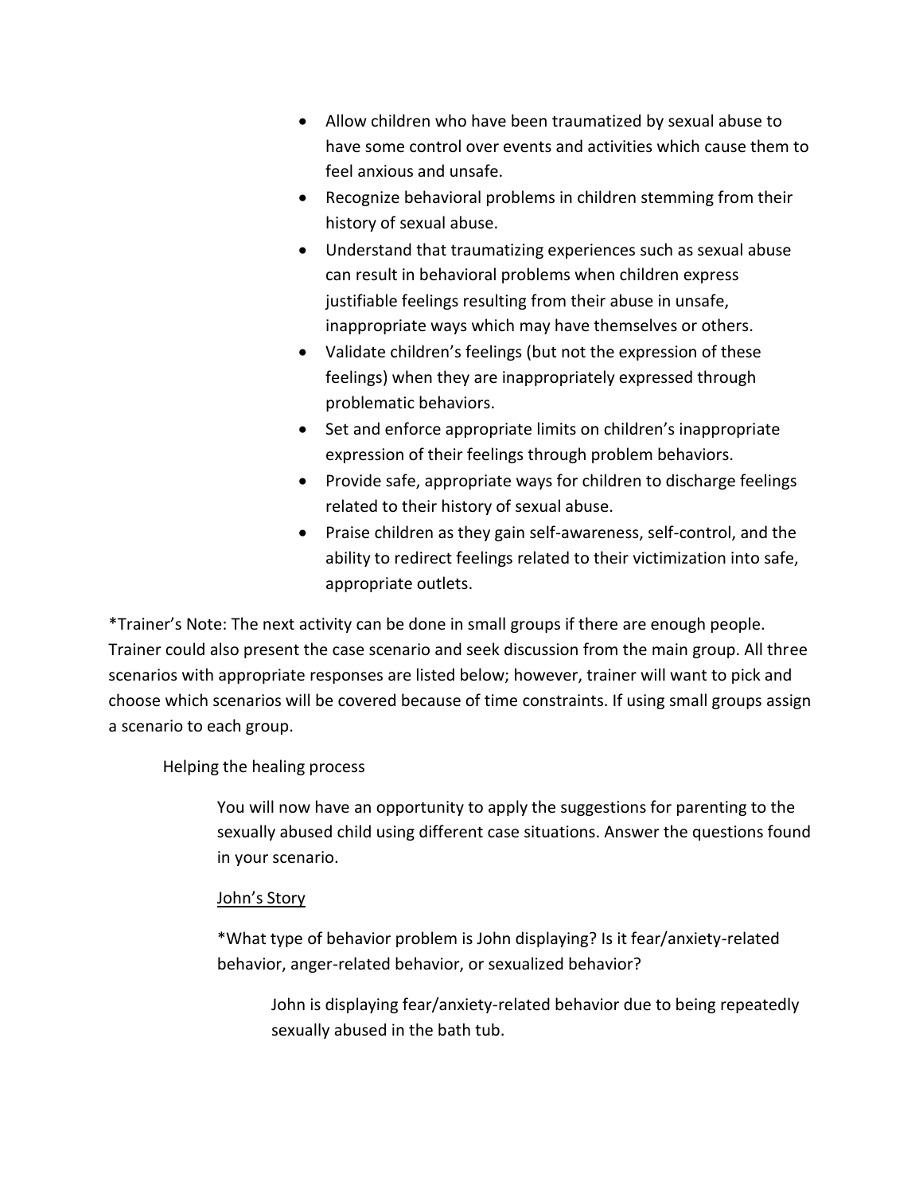- Allow children who have been traumatized by sexual abuse to have some control over events and activities which cause them to feel anxious and unsafe.
- Recognize behavioral problems in children stemming from their history of sexual abuse.
- Understand that traumatizing experiences such as sexual abuse can result in behavioral problems when children express justifiable feelings resulting from their abuse in unsafe, inappropriate ways which may have themselves or others.
- Validate children's feelings (but not the expression of these feelings) when they are inappropriately expressed through problematic behaviors.
- Set and enforce appropriate limits on children's inappropriate expression of their feelings through problem behaviors.
- Provide safe, appropriate ways for children to discharge feelings related to their history of sexual abuse.
- Praise children as they gain self-awareness, self-control, and the ability to redirect feelings related to their victimization into safe, appropriate outlets.

*Trainer's Note: The next activity can be done in small groups if there are enough people. Trainer could also present the case scenario and seek discussion from the main group. All three scenarios with appropriate responses are listed below; however, trainer will want to pick and choose which scenarios will be covered because of time constraints. If using small groups assign a scenario to each group.

Helping the healing process

You will now have an opportunity to apply the suggestions for parenting to the sexually abused child using different case situations. Answer the questions found in your scenario.

<u>John's Story</u>

*What type of behavior problem is John displaying? Is it fear/anxiety-related behavior, anger-related behavior, or sexualized behavior?

John is displaying fear/anxiety-related behavior due to being repeatedly sexually abused in the bath tub.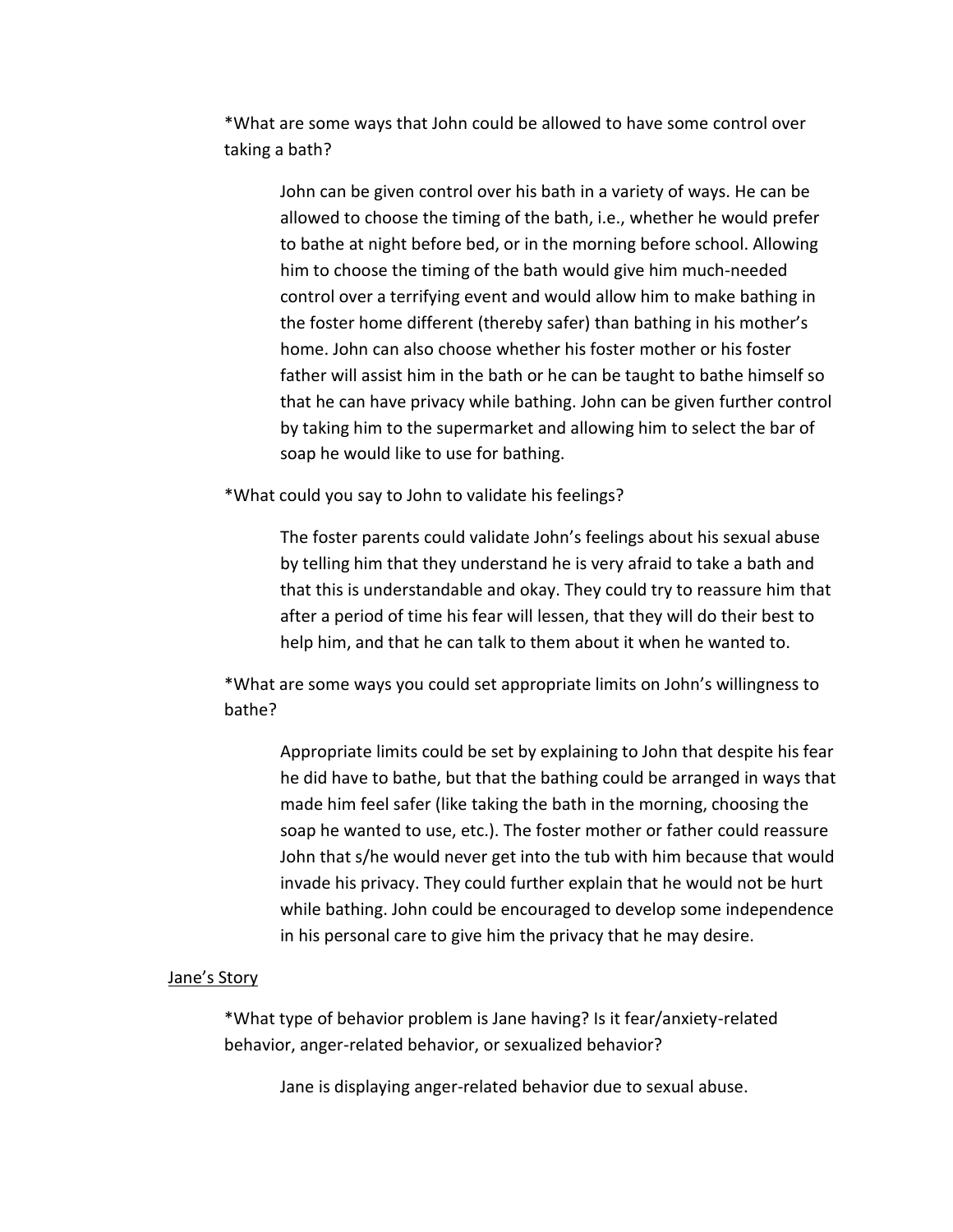*What are some ways that John could be allowed to have some control over taking a bath?

John can be given control over his bath in a variety of ways. He can be allowed to choose the timing of the bath, i.e., whether he would prefer to bathe at night before bed, or in the morning before school. Allowing him to choose the timing of the bath would give him much-needed control over a terrifying event and would allow him to make bathing in the foster home different (thereby safer) than bathing in his mother's home. John can also choose whether his foster mother or his foster father will assist him in the bath or he can be taught to bathe himself so that he can have privacy while bathing. John can be given further control by taking him to the supermarket and allowing him to select the bar of soap he would like to use for bathing.

*What could you say to John to validate his feelings?

The foster parents could validate John's feelings about his sexual abuse by telling him that they understand he is very afraid to take a bath and that this is understandable and okay. They could try to reassure him that after a period of time his fear will lessen, that they will do their best to help him, and that he can talk to them about it when he wanted to.

*What are some ways you could set appropriate limits on John's willingness to bathe?

Appropriate limits could be set by explaining to John that despite his fear he did have to bathe, but that the bathing could be arranged in ways that made him feel safer (like taking the bath in the morning, choosing the soap he wanted to use, etc.). The foster mother or father could reassure John that s/he would never get into the tub with him because that would invade his privacy. They could further explain that he would not be hurt while bathing. John could be encouraged to develop some independence in his personal care to give him the privacy that he may desire.

<u>Jane's Story</u>

*What type of behavior problem is Jane having? Is it fear/anxiety-related behavior, anger-related behavior, or sexualized behavior?

Jane is displaying anger-related behavior due to sexual abuse.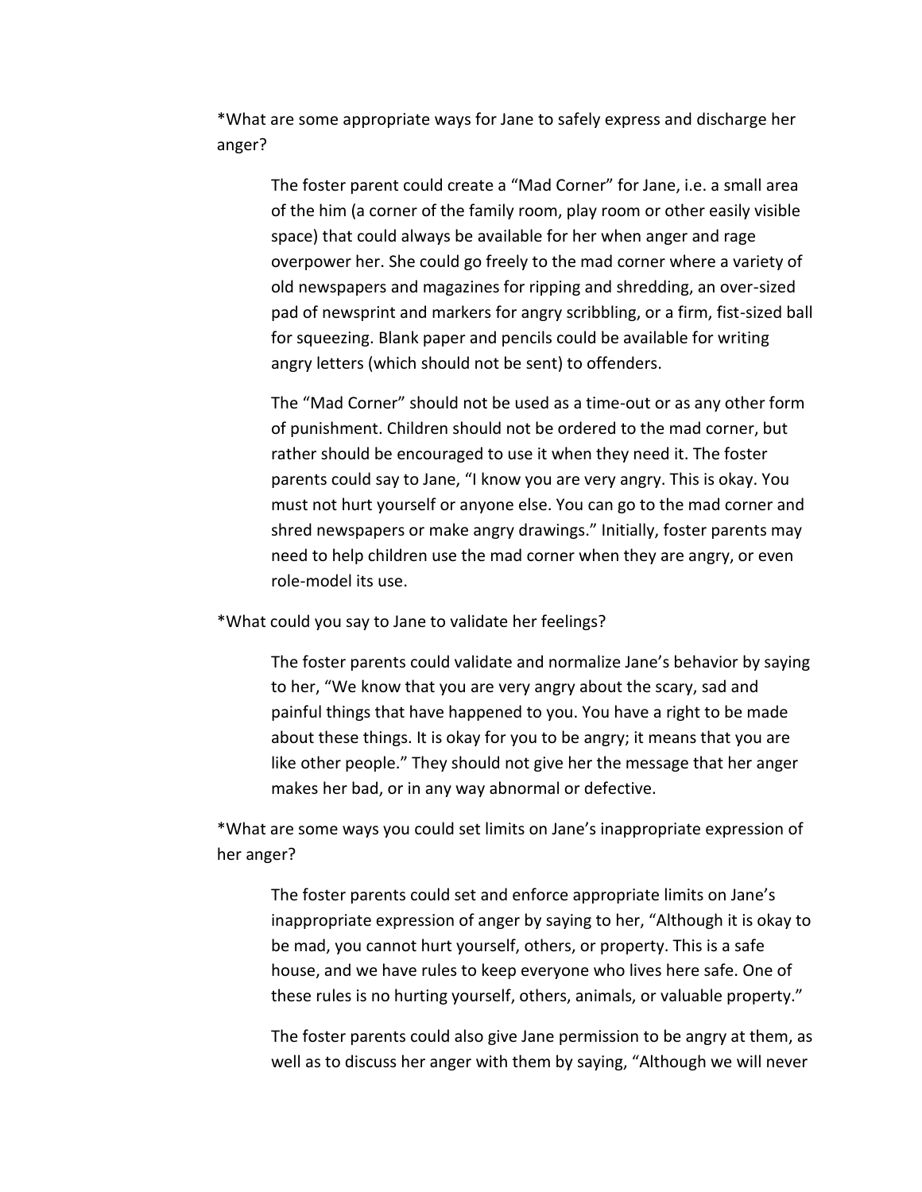*What are some appropriate ways for Jane to safely express and discharge her anger?

> The foster parent could create a "Mad Corner" for Jane, i.e. a small area of the him (a corner of the family room, play room or other easily visible space) that could always be available for her when anger and rage overpower her. She could go freely to the mad corner where a variety of old newspapers and magazines for ripping and shredding, an over-sized pad of newsprint and markers for angry scribbling, or a firm, fist-sized ball for squeezing. Blank paper and pencils could be available for writing angry letters (which should not be sent) to offenders.
>
> The "Mad Corner" should not be used as a time-out or as any other form of punishment. Children should not be ordered to the mad corner, but rather should be encouraged to use it when they need it. The foster parents could say to Jane, "I know you are very angry. This is okay. You must not hurt yourself or anyone else. You can go to the mad corner and shred newspapers or make angry drawings." Initially, foster parents may need to help children use the mad corner when they are angry, or even role-model its use.

*What could you say to Jane to validate her feelings?

> The foster parents could validate and normalize Jane's behavior by saying to her, "We know that you are very angry about the scary, sad and painful things that have happened to you. You have a right to be made about these things. It is okay for you to be angry; it means that you are like other people." They should not give her the message that her anger makes her bad, or in any way abnormal or defective.

*What are some ways you could set limits on Jane's inappropriate expression of her anger?

> The foster parents could set and enforce appropriate limits on Jane's inappropriate expression of anger by saying to her, "Although it is okay to be mad, you cannot hurt yourself, others, or property. This is a safe house, and we have rules to keep everyone who lives here safe. One of these rules is no hurting yourself, others, animals, or valuable property."
>
> The foster parents could also give Jane permission to be angry at them, as well as to discuss her anger with them by saying, "Although we will never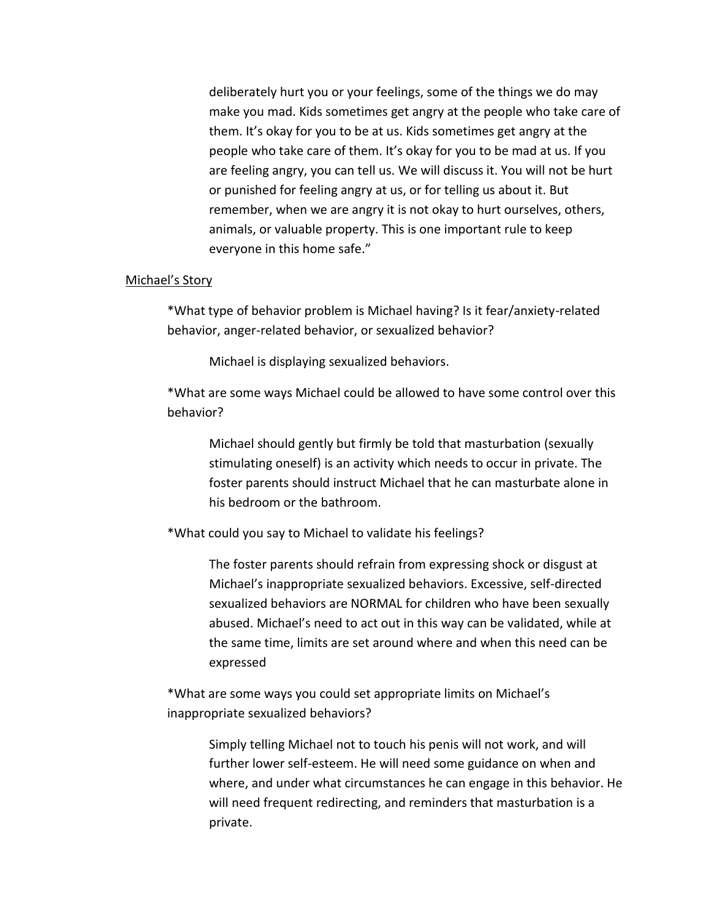deliberately hurt you or your feelings, some of the things we do may make you mad. Kids sometimes get angry at the people who take care of them. It's okay for you to be at us. Kids sometimes get angry at the people who take care of them. It's okay for you to be mad at us. If you are feeling angry, you can tell us. We will discuss it. You will not be hurt or punished for feeling angry at us, or for telling us about it. But remember, when we are angry it is not okay to hurt ourselves, others, animals, or valuable property. This is one important rule to keep everyone in this home safe."

<u>Michael's Story</u>

*What type of behavior problem is Michael having? Is it fear/anxiety-related behavior, anger-related behavior, or sexualized behavior?

Michael is displaying sexualized behaviors.

*What are some ways Michael could be allowed to have some control over this behavior?

Michael should gently but firmly be told that masturbation (sexually stimulating oneself) is an activity which needs to occur in private. The foster parents should instruct Michael that he can masturbate alone in his bedroom or the bathroom.

*What could you say to Michael to validate his feelings?

The foster parents should refrain from expressing shock or disgust at Michael's inappropriate sexualized behaviors. Excessive, self-directed sexualized behaviors are NORMAL for children who have been sexually abused. Michael's need to act out in this way can be validated, while at the same time, limits are set around where and when this need can be expressed

*What are some ways you could set appropriate limits on Michael's inappropriate sexualized behaviors?

Simply telling Michael not to touch his penis will not work, and will further lower self-esteem. He will need some guidance on when and where, and under what circumstances he can engage in this behavior. He will need frequent redirecting, and reminders that masturbation is a private.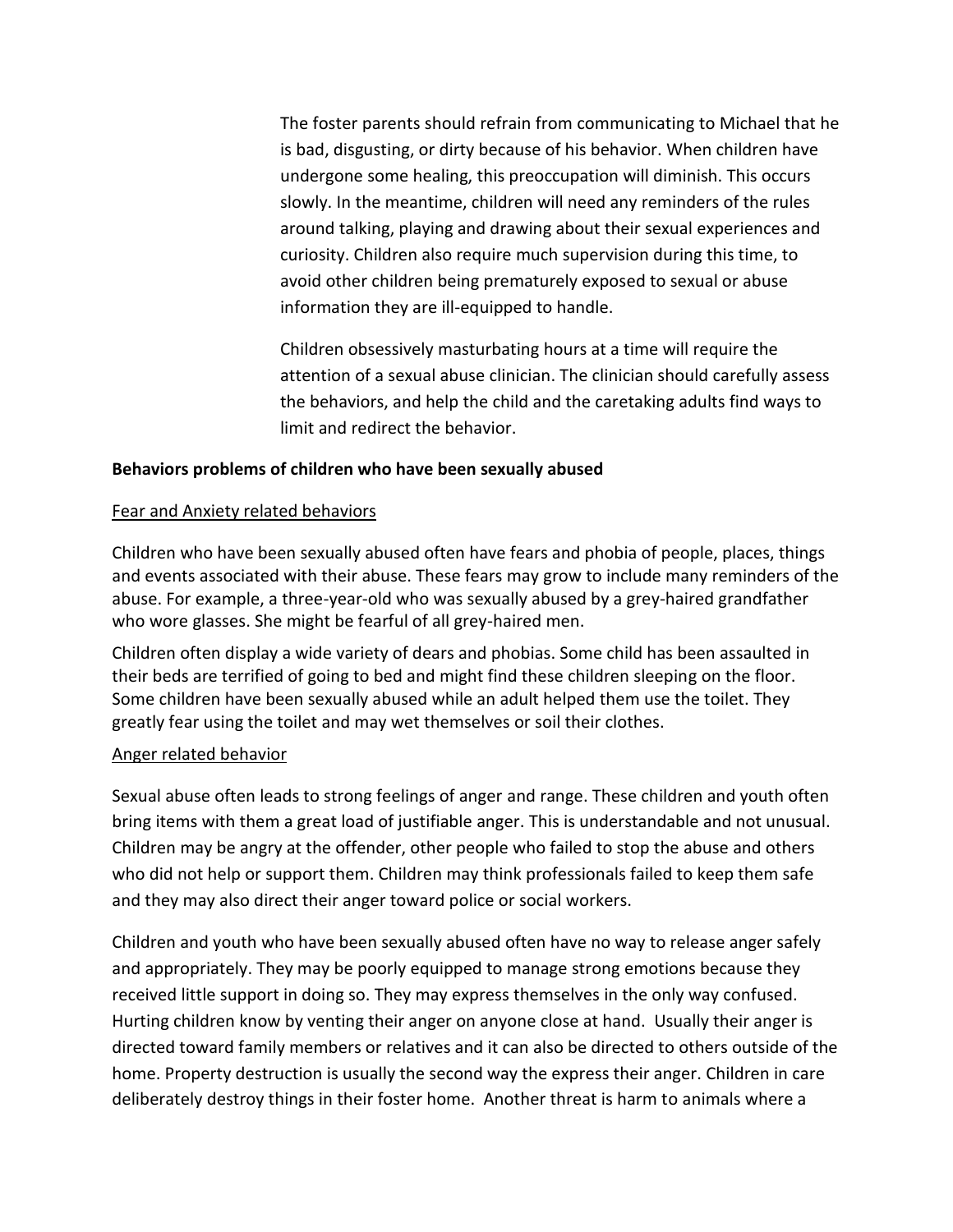The foster parents should refrain from communicating to Michael that he is bad, disgusting, or dirty because of his behavior. When children have undergone some healing, this preoccupation will diminish. This occurs slowly. In the meantime, children will need any reminders of the rules around talking, playing and drawing about their sexual experiences and curiosity. Children also require much supervision during this time, to avoid other children being prematurely exposed to sexual or abuse information they are ill-equipped to handle.

Children obsessively masturbating hours at a time will require the attention of a sexual abuse clinician. The clinician should carefully assess the behaviors, and help the child and the caretaking adults find ways to limit and redirect the behavior.

**Behaviors problems of children who have been sexually abused**

<u>Fear and Anxiety related behaviors</u>

Children who have been sexually abused often have fears and phobia of people, places, things and events associated with their abuse. These fears may grow to include many reminders of the abuse. For example, a three-year-old who was sexually abused by a grey-haired grandfather who wore glasses. She might be fearful of all grey-haired men.

Children often display a wide variety of dears and phobias. Some child has been assaulted in their beds are terrified of going to bed and might find these children sleeping on the floor. Some children have been sexually abused while an adult helped them use the toilet. They greatly fear using the toilet and may wet themselves or soil their clothes.

<u>Anger related behavior</u>

Sexual abuse often leads to strong feelings of anger and range. These children and youth often bring items with them a great load of justifiable anger. This is understandable and not unusual. Children may be angry at the offender, other people who failed to stop the abuse and others who did not help or support them. Children may think professionals failed to keep them safe and they may also direct their anger toward police or social workers.

Children and youth who have been sexually abused often have no way to release anger safely and appropriately. They may be poorly equipped to manage strong emotions because they received little support in doing so. They may express themselves in the only way confused. Hurting children know by venting their anger on anyone close at hand. Usually their anger is directed toward family members or relatives and it can also be directed to others outside of the home. Property destruction is usually the second way the express their anger. Children in care deliberately destroy things in their foster home. Another threat is harm to animals where a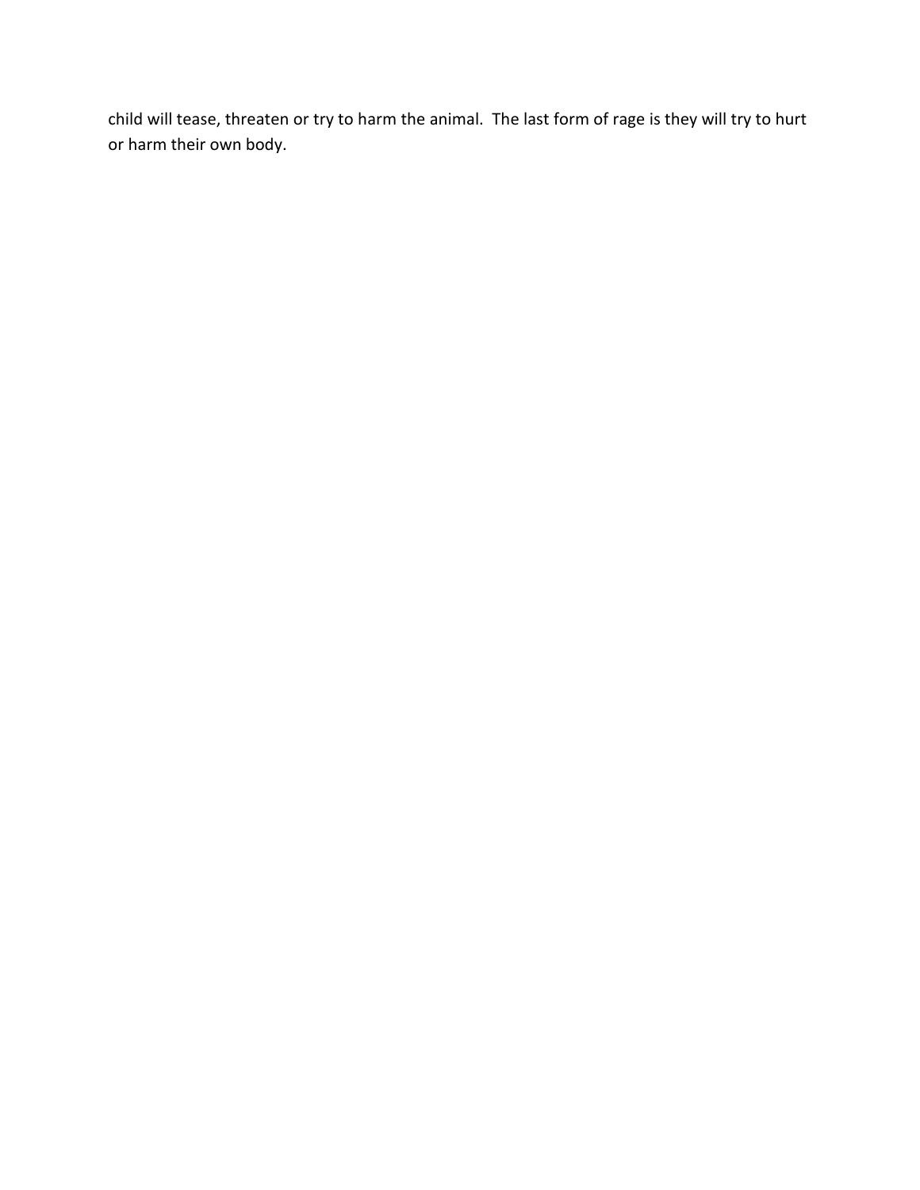child will tease, threaten or try to harm the animal. The last form of rage is they will try to hurt or harm their own body.